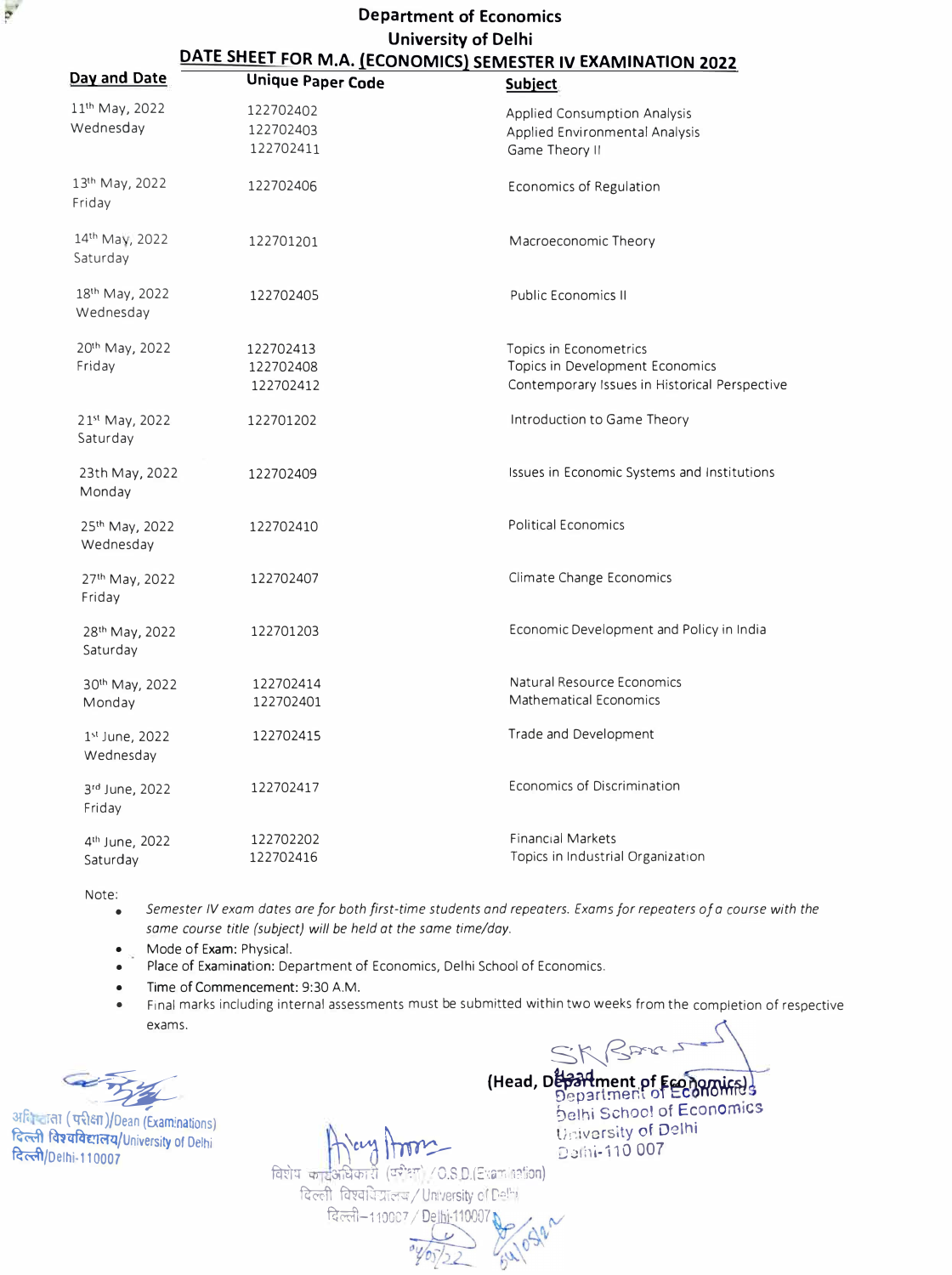# Department of Economics
# University of Delhi

## DATE SHEET FOR M.A. (ECONOMICS) SEMESTER IV EXAMINATION 2022

| Day and Date | Unique Paper Code | Subject |
|---|---|---|
| 11th May, 2022 Wednesday | 122702402<br>122702403<br>122702411 | Applied Consumption Analysis<br>Applied Environmental Analysis<br>Game Theory II |
| 13th May, 2022 Friday | 122702406 | Economics of Regulation |
| 14th May, 2022 Saturday | 122701201 | Macroeconomic Theory |
| 18th May, 2022 Wednesday | 122702405 | Public Economics II |
| 20th May, 2022 Friday | 122702413<br>122702408<br>122702412 | Topics in Econometrics<br>Topics in Development Economics<br>Contemporary Issues in Historical Perspective |
| 21st May, 2022 Saturday | 122701202 | Introduction to Game Theory |
| 23th May, 2022 Monday | 122702409 | Issues in Economic Systems and Institutions |
| 25th May, 2022 Wednesday | 122702410 | Political Economics |
| 27th May, 2022 Friday | 122702407 | Climate Change Economics |
| 28th May, 2022 Saturday | 122701203 | Economic Development and Policy in India |
| 30th May, 2022 Monday | 122702414<br>122702401 | Natural Resource Economics<br>Mathematical Economics |
| 1st June, 2022 Wednesday | 122702415 | Trade and Development |
| 3rd June, 2022 Friday | 122702417 | Economics of Discrimination |
| 4th June, 2022 Saturday | 122702202<br>122702416 | Financial Markets<br>Topics in Industrial Organization |

Note:

- *Semester IV exam dates are for both first-time students and repeaters. Exams for repeaters of a course with the same course title (subject) will be held at the same time/day.*
- Mode of Exam: Physical.
- Place of Examination: Department of Economics, Delhi School of Economics.
- Time of Commencement: 9:30 A.M.
- Final marks including internal assessments must be submitted within two weeks from the completion of respective exams.

अधिष्ठाता (परीक्षा)/Dean (Examinations)
दिल्ली विश्वविद्यालय/University of Delhi
दिल्ली/Delhi-110007

विशेष कार्याधिकारी (परीक्षा) / O.S.D.(Examination)
दिल्ली विश्वविद्यालय / University of Delhi
दिल्ली–110007 / Delhi-110007

(Head, Department of Economics)
Head
Department of Economics
Delhi School of Economics
University of Delhi
Delhi-110 007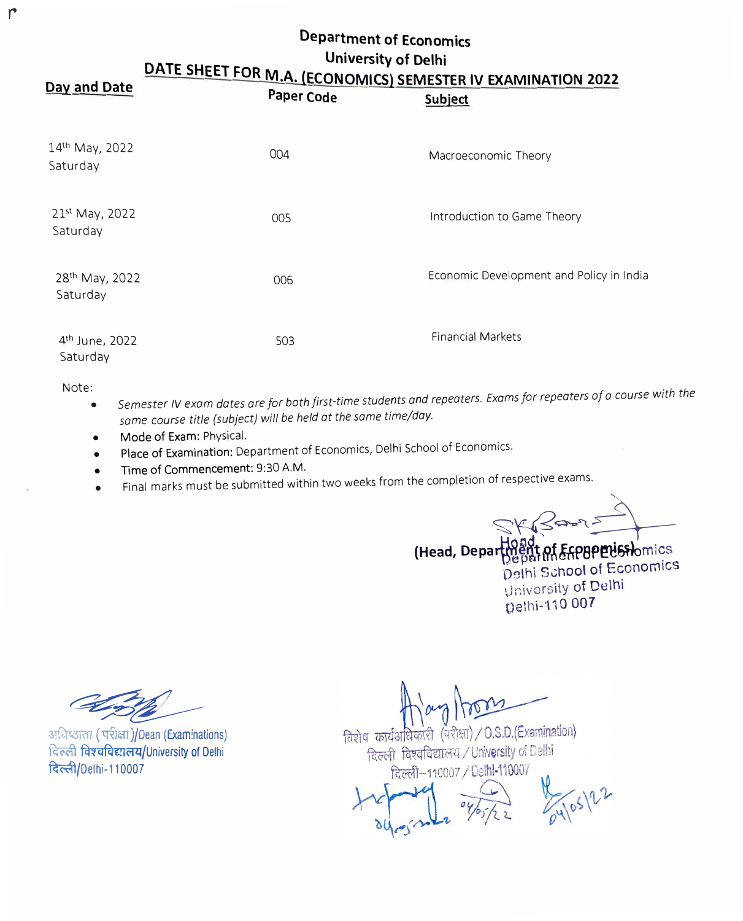# Department of Economics
## University of Delhi
## DATE SHEET FOR M.A. (ECONOMICS) SEMESTER IV EXAMINATION 2022

| Day and Date | Paper Code | Subject |
|---|---|---|
| 14th May, 2022 Saturday | 004 | Macroeconomic Theory |
| 21st May, 2022 Saturday | 005 | Introduction to Game Theory |
| 28th May, 2022 Saturday | 006 | Economic Development and Policy in India |
| 4th June, 2022 Saturday | 503 | Financial Markets |

Note:

- *Semester IV exam dates are for both first-time students and repeaters. Exams for repeaters of a course with the same course title (subject) will be held at the same time/day.*
- **Mode of Exam:** Physical.
- **Place of Examination:** Department of Economics, Delhi School of Economics.
- **Time of Commencement:** 9:30 A.M.
- Final marks must be submitted within two weeks from the completion of respective exams.

**(Head, Department of Economics)**

Head
Department of Economics
Delhi School of Economics
University of Delhi
Delhi-110 007

अधिष्ठाता (परीक्षा)/Dean (Examinations)
दिल्ली विश्वविद्यालय/University of Delhi
दिल्ली/Delhi-110007

विशेष कार्याधिकारी (परीक्षा) / O.S.D.(Examination)
दिल्ली विश्वविद्यालय / University of Delhi
दिल्ली–110007 / Delhi-110007

04/05/22 04/05/22 04/05/22